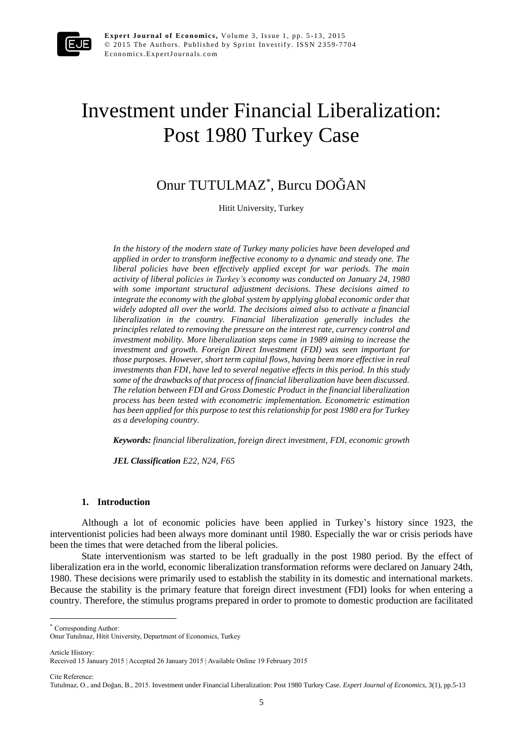# Investment under Financial Liberalization: Post 1980 Turkey Case

Onur TUTULMAZ*, Burcu DOĞAN

Hitit University, Turkey

*In the history of the modern state of Turkey many policies have been developed and applied in order to transform ineffective economy to a dynamic and steady one. The liberal policies have been effectively applied except for war periods. The main activity of liberal policies in Turkey's economy was conducted on January 24, 1980 with some important structural adjustment decisions. These decisions aimed to integrate the economy with the global system by applying global economic order that widely adopted all over the world. The decisions aimed also to activate a financial liberalization in the country. Financial liberalization generally includes the principles related to removing the pressure on the interest rate, currency control and investment mobility. More liberalization steps came in 1989 aiming to increase the investment and growth. Foreign Direct Investment (FDI) was seen important for those purposes. However, short term capital flows, having been more effective in real investments than FDI, have led to several negative effects in this period. In this study some of the drawbacks of that process of financial liberalization have been discussed. The relation between FDI and Gross Domestic Product in the financial liberalization process has been tested with econometric implementation. Econometric estimation has been applied for this purpose to test this relationship for post 1980 era for Turkey as a developing country.*

***Keywords:*** *financial liberalization, foreign direct investment, FDI, economic growth*

***JEL Classification*** *E22, N24, F65*

## 1. Introduction

Although a lot of economic policies have been applied in Turkey's history since 1923, the interventionist policies had been always more dominant until 1980. Especially the war or crisis periods have been the times that were detached from the liberal policies.

State interventionism was started to be left gradually in the post 1980 period. By the effect of liberalization era in the world, economic liberalization transformation reforms were declared on January 24th, 1980. These decisions were primarily used to establish the stability in its domestic and international markets. Because the stability is the primary feature that foreign direct investment (FDI) looks for when entering a country. Therefore, the stimulus programs prepared in order to promote to domestic production are facilitated

---

* Corresponding Author:
Onur Tutulmaz, Hitit University, Department of Economics, Turkey

Article History:
Received 15 January 2015 | Accepted 26 January 2015 | Available Online 19 February 2015

Cite Reference:
Tutulmaz, O., and Doğan, B., 2015. Investment under Financial Liberalization: Post 1980 Turkey Case. *Expert Journal of Economics*, 3(1), pp.5-13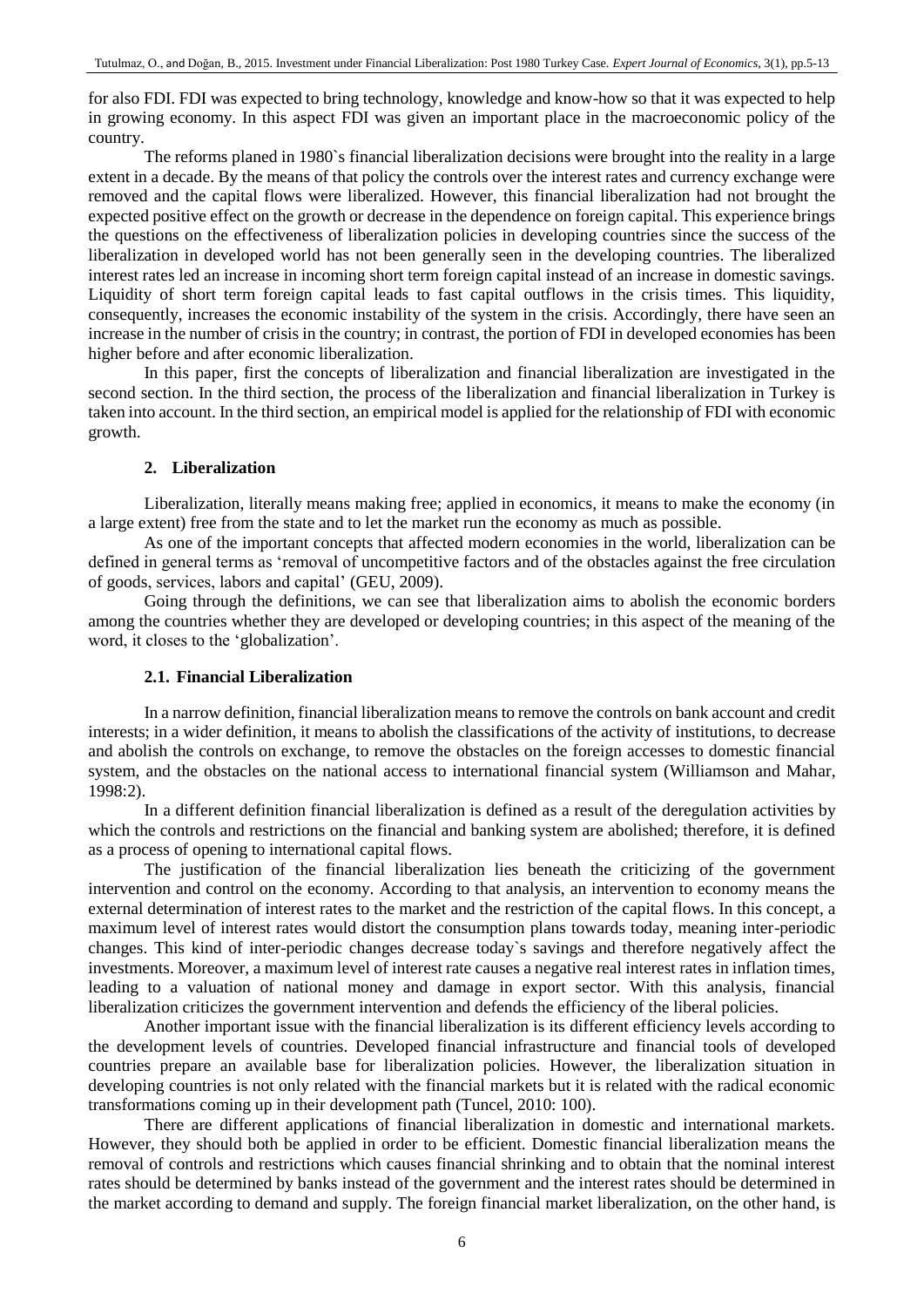for also FDI. FDI was expected to bring technology, knowledge and know-how so that it was expected to help in growing economy. In this aspect FDI was given an important place in the macroeconomic policy of the country.

The reforms planed in 1980`s financial liberalization decisions were brought into the reality in a large extent in a decade. By the means of that policy the controls over the interest rates and currency exchange were removed and the capital flows were liberalized. However, this financial liberalization had not brought the expected positive effect on the growth or decrease in the dependence on foreign capital. This experience brings the questions on the effectiveness of liberalization policies in developing countries since the success of the liberalization in developed world has not been generally seen in the developing countries. The liberalized interest rates led an increase in incoming short term foreign capital instead of an increase in domestic savings. Liquidity of short term foreign capital leads to fast capital outflows in the crisis times. This liquidity, consequently, increases the economic instability of the system in the crisis. Accordingly, there have seen an increase in the number of crisis in the country; in contrast, the portion of FDI in developed economies has been higher before and after economic liberalization.

In this paper, first the concepts of liberalization and financial liberalization are investigated in the second section. In the third section, the process of the liberalization and financial liberalization in Turkey is taken into account. In the third section, an empirical model is applied for the relationship of FDI with economic growth.

## 2. Liberalization

Liberalization, literally means making free; applied in economics, it means to make the economy (in a large extent) free from the state and to let the market run the economy as much as possible.

As one of the important concepts that affected modern economies in the world, liberalization can be defined in general terms as 'removal of uncompetitive factors and of the obstacles against the free circulation of goods, services, labors and capital' (GEU, 2009).

Going through the definitions, we can see that liberalization aims to abolish the economic borders among the countries whether they are developed or developing countries; in this aspect of the meaning of the word, it closes to the 'globalization'.

### 2.1. Financial Liberalization

In a narrow definition, financial liberalization means to remove the controls on bank account and credit interests; in a wider definition, it means to abolish the classifications of the activity of institutions, to decrease and abolish the controls on exchange, to remove the obstacles on the foreign accesses to domestic financial system, and the obstacles on the national access to international financial system (Williamson and Mahar, 1998:2).

In a different definition financial liberalization is defined as a result of the deregulation activities by which the controls and restrictions on the financial and banking system are abolished; therefore, it is defined as a process of opening to international capital flows.

The justification of the financial liberalization lies beneath the criticizing of the government intervention and control on the economy. According to that analysis, an intervention to economy means the external determination of interest rates to the market and the restriction of the capital flows. In this concept, a maximum level of interest rates would distort the consumption plans towards today, meaning inter-periodic changes. This kind of inter-periodic changes decrease today`s savings and therefore negatively affect the investments. Moreover, a maximum level of interest rate causes a negative real interest rates in inflation times, leading to a valuation of national money and damage in export sector. With this analysis, financial liberalization criticizes the government intervention and defends the efficiency of the liberal policies.

Another important issue with the financial liberalization is its different efficiency levels according to the development levels of countries. Developed financial infrastructure and financial tools of developed countries prepare an available base for liberalization policies. However, the liberalization situation in developing countries is not only related with the financial markets but it is related with the radical economic transformations coming up in their development path (Tuncel, 2010: 100).

There are different applications of financial liberalization in domestic and international markets. However, they should both be applied in order to be efficient. Domestic financial liberalization means the removal of controls and restrictions which causes financial shrinking and to obtain that the nominal interest rates should be determined by banks instead of the government and the interest rates should be determined in the market according to demand and supply. The foreign financial market liberalization, on the other hand, is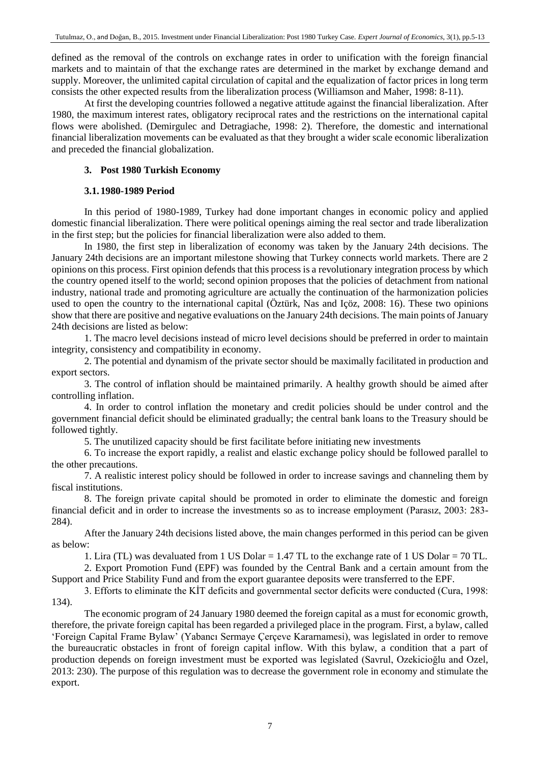defined as the removal of the controls on exchange rates in order to unification with the foreign financial markets and to maintain of that the exchange rates are determined in the market by exchange demand and supply. Moreover, the unlimited capital circulation of capital and the equalization of factor prices in long term consists the other expected results from the liberalization process (Williamson and Maher, 1998: 8-11).

At first the developing countries followed a negative attitude against the financial liberalization. After 1980, the maximum interest rates, obligatory reciprocal rates and the restrictions on the international capital flows were abolished. (Demirgulec and Detragiache, 1998: 2). Therefore, the domestic and international financial liberalization movements can be evaluated as that they brought a wider scale economic liberalization and preceded the financial globalization.

## 3. Post 1980 Turkish Economy

### 3.1. 1980-1989 Period

In this period of 1980-1989, Turkey had done important changes in economic policy and applied domestic financial liberalization. There were political openings aiming the real sector and trade liberalization in the first step; but the policies for financial liberalization were also added to them.

In 1980, the first step in liberalization of economy was taken by the January 24th decisions. The January 24th decisions are an important milestone showing that Turkey connects world markets. There are 2 opinions on this process. First opinion defends that this process is a revolutionary integration process by which the country opened itself to the world; second opinion proposes that the policies of detachment from national industry, national trade and promoting agriculture are actually the continuation of the harmonization policies used to open the country to the international capital (Öztürk, Nas and Içöz, 2008: 16). These two opinions show that there are positive and negative evaluations on the January 24th decisions. The main points of January 24th decisions are listed as below:

1. The macro level decisions instead of micro level decisions should be preferred in order to maintain integrity, consistency and compatibility in economy.

2. The potential and dynamism of the private sector should be maximally facilitated in production and export sectors.

3. The control of inflation should be maintained primarily. A healthy growth should be aimed after controlling inflation.

4. In order to control inflation the monetary and credit policies should be under control and the government financial deficit should be eliminated gradually; the central bank loans to the Treasury should be followed tightly.

5. The unutilized capacity should be first facilitate before initiating new investments

6. To increase the export rapidly, a realist and elastic exchange policy should be followed parallel to the other precautions.

7. A realistic interest policy should be followed in order to increase savings and channeling them by fiscal institutions.

8. The foreign private capital should be promoted in order to eliminate the domestic and foreign financial deficit and in order to increase the investments so as to increase employment (Parasız, 2003: 283-284).

After the January 24th decisions listed above, the main changes performed in this period can be given as below:

1. Lira (TL) was devaluated from 1 US Dolar = 1.47 TL to the exchange rate of 1 US Dolar = 70 TL.

2. Export Promotion Fund (EPF) was founded by the Central Bank and a certain amount from the Support and Price Stability Fund and from the export guarantee deposits were transferred to the EPF.

3. Efforts to eliminate the KİT deficits and governmental sector deficits were conducted (Cura, 1998: 134).

The economic program of 24 January 1980 deemed the foreign capital as a must for economic growth, therefore, the private foreign capital has been regarded a privileged place in the program. First, a bylaw, called 'Foreign Capital Frame Bylaw' (Yabancı Sermaye Çerçeve Kararnamesi), was legislated in order to remove the bureaucratic obstacles in front of foreign capital inflow. With this bylaw, a condition that a part of production depends on foreign investment must be exported was legislated (Savrul, Ozekicioğlu and Ozel, 2013: 230). The purpose of this regulation was to decrease the government role in economy and stimulate the export.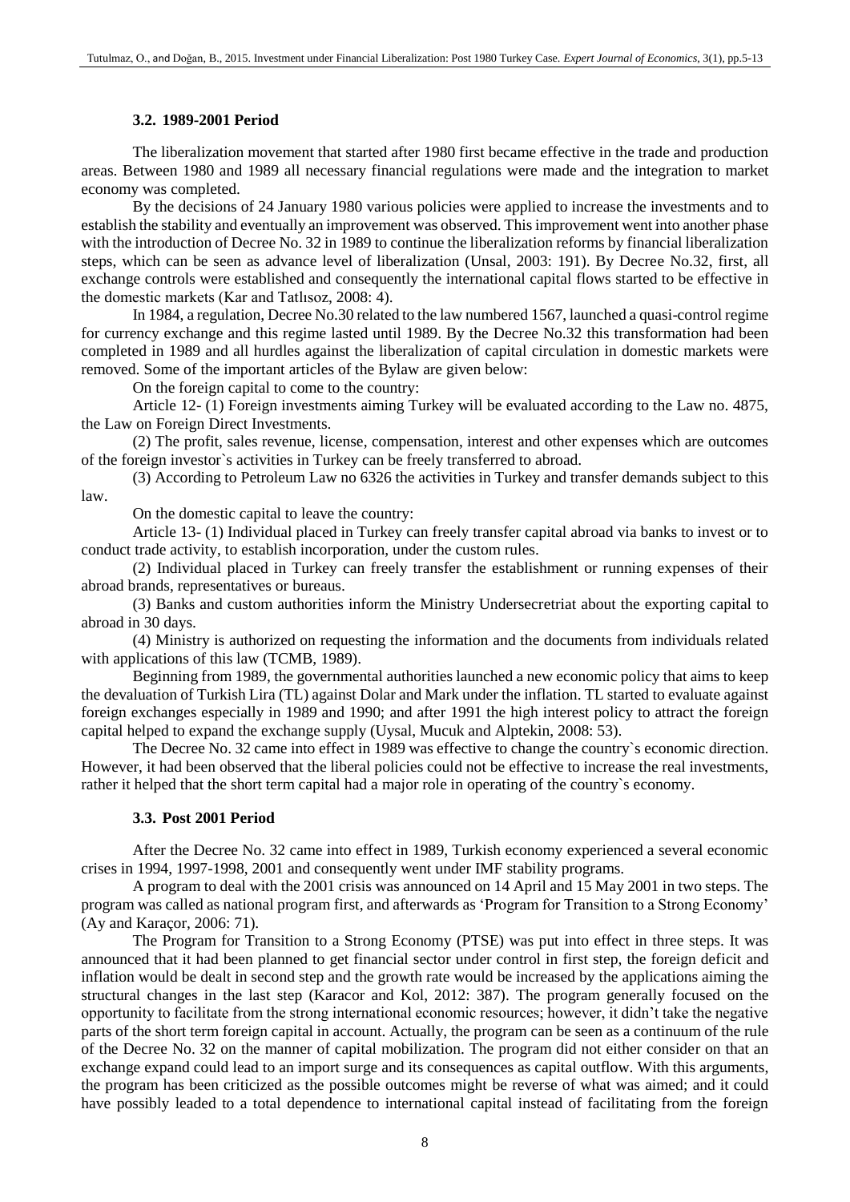### 3.2. 1989-2001 Period

The liberalization movement that started after 1980 first became effective in the trade and production areas. Between 1980 and 1989 all necessary financial regulations were made and the integration to market economy was completed.

By the decisions of 24 January 1980 various policies were applied to increase the investments and to establish the stability and eventually an improvement was observed. This improvement went into another phase with the introduction of Decree No. 32 in 1989 to continue the liberalization reforms by financial liberalization steps, which can be seen as advance level of liberalization (Unsal, 2003: 191). By Decree No.32, first, all exchange controls were established and consequently the international capital flows started to be effective in the domestic markets (Kar and Tatlısoz, 2008: 4).

In 1984, a regulation, Decree No.30 related to the law numbered 1567, launched a quasi-control regime for currency exchange and this regime lasted until 1989. By the Decree No.32 this transformation had been completed in 1989 and all hurdles against the liberalization of capital circulation in domestic markets were removed. Some of the important articles of the Bylaw are given below:

On the foreign capital to come to the country:

Article 12- (1) Foreign investments aiming Turkey will be evaluated according to the Law no. 4875, the Law on Foreign Direct Investments.

(2) The profit, sales revenue, license, compensation, interest and other expenses which are outcomes of the foreign investor`s activities in Turkey can be freely transferred to abroad.

(3) According to Petroleum Law no 6326 the activities in Turkey and transfer demands subject to this law.

On the domestic capital to leave the country:

Article 13- (1) Individual placed in Turkey can freely transfer capital abroad via banks to invest or to conduct trade activity, to establish incorporation, under the custom rules.

(2) Individual placed in Turkey can freely transfer the establishment or running expenses of their abroad brands, representatives or bureaus.

(3) Banks and custom authorities inform the Ministry Undersecretriat about the exporting capital to abroad in 30 days.

(4) Ministry is authorized on requesting the information and the documents from individuals related with applications of this law (TCMB, 1989).

Beginning from 1989, the governmental authorities launched a new economic policy that aims to keep the devaluation of Turkish Lira (TL) against Dolar and Mark under the inflation. TL started to evaluate against foreign exchanges especially in 1989 and 1990; and after 1991 the high interest policy to attract the foreign capital helped to expand the exchange supply (Uysal, Mucuk and Alptekin, 2008: 53).

The Decree No. 32 came into effect in 1989 was effective to change the country`s economic direction. However, it had been observed that the liberal policies could not be effective to increase the real investments, rather it helped that the short term capital had a major role in operating of the country`s economy.

### 3.3. Post 2001 Period

After the Decree No. 32 came into effect in 1989, Turkish economy experienced a several economic crises in 1994, 1997-1998, 2001 and consequently went under IMF stability programs.

A program to deal with the 2001 crisis was announced on 14 April and 15 May 2001 in two steps. The program was called as national program first, and afterwards as 'Program for Transition to a Strong Economy' (Ay and Karaçor, 2006: 71).

The Program for Transition to a Strong Economy (PTSE) was put into effect in three steps. It was announced that it had been planned to get financial sector under control in first step, the foreign deficit and inflation would be dealt in second step and the growth rate would be increased by the applications aiming the structural changes in the last step (Karacor and Kol, 2012: 387). The program generally focused on the opportunity to facilitate from the strong international economic resources; however, it didn't take the negative parts of the short term foreign capital in account. Actually, the program can be seen as a continuum of the rule of the Decree No. 32 on the manner of capital mobilization. The program did not either consider on that an exchange expand could lead to an import surge and its consequences as capital outflow. With this arguments, the program has been criticized as the possible outcomes might be reverse of what was aimed; and it could have possibly leaded to a total dependence to international capital instead of facilitating from the foreign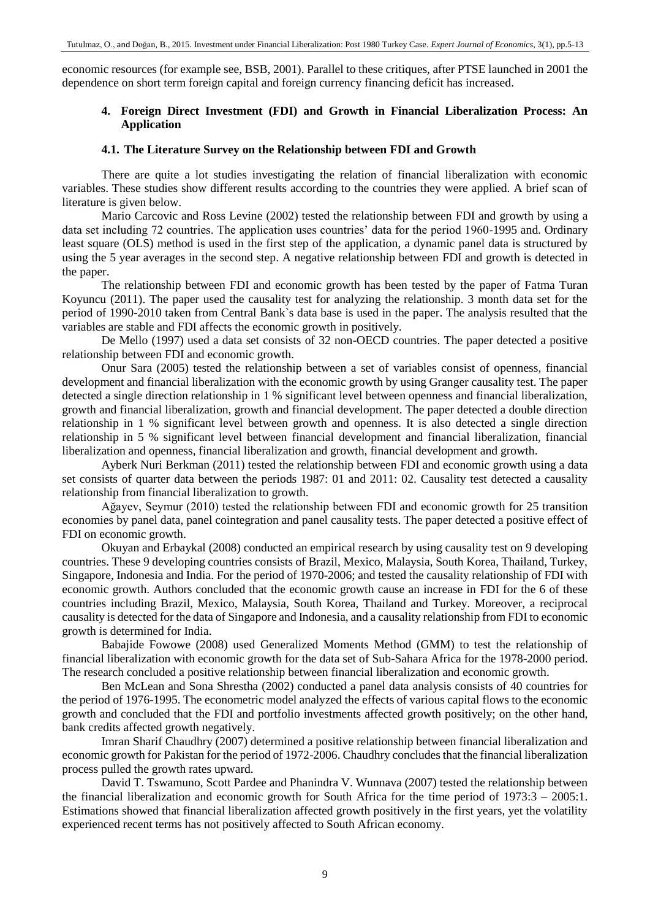economic resources (for example see, BSB, 2001). Parallel to these critiques, after PTSE launched in 2001 the dependence on short term foreign capital and foreign currency financing deficit has increased.

## 4. Foreign Direct Investment (FDI) and Growth in Financial Liberalization Process: An Application

### 4.1. The Literature Survey on the Relationship between FDI and Growth

There are quite a lot studies investigating the relation of financial liberalization with economic variables. These studies show different results according to the countries they were applied. A brief scan of literature is given below.

Mario Carcovic and Ross Levine (2002) tested the relationship between FDI and growth by using a data set including 72 countries. The application uses countries' data for the period 1960-1995 and. Ordinary least square (OLS) method is used in the first step of the application, a dynamic panel data is structured by using the 5 year averages in the second step. A negative relationship between FDI and growth is detected in the paper.

The relationship between FDI and economic growth has been tested by the paper of Fatma Turan Koyuncu (2011). The paper used the causality test for analyzing the relationship. 3 month data set for the period of 1990-2010 taken from Central Bank`s data base is used in the paper. The analysis resulted that the variables are stable and FDI affects the economic growth in positively.

De Mello (1997) used a data set consists of 32 non-OECD countries. The paper detected a positive relationship between FDI and economic growth.

Onur Sara (2005) tested the relationship between a set of variables consist of openness, financial development and financial liberalization with the economic growth by using Granger causality test. The paper detected a single direction relationship in 1 % significant level between openness and financial liberalization, growth and financial liberalization, growth and financial development. The paper detected a double direction relationship in 1 % significant level between growth and openness. It is also detected a single direction relationship in 5 % significant level between financial development and financial liberalization, financial liberalization and openness, financial liberalization and growth, financial development and growth.

Ayberk Nuri Berkman (2011) tested the relationship between FDI and economic growth using a data set consists of quarter data between the periods 1987: 01 and 2011: 02. Causality test detected a causality relationship from financial liberalization to growth.

Ağayev, Seymur (2010) tested the relationship between FDI and economic growth for 25 transition economies by panel data, panel cointegration and panel causality tests. The paper detected a positive effect of FDI on economic growth.

Okuyan and Erbaykal (2008) conducted an empirical research by using causality test on 9 developing countries. These 9 developing countries consists of Brazil, Mexico, Malaysia, South Korea, Thailand, Turkey, Singapore, Indonesia and India. For the period of 1970-2006; and tested the causality relationship of FDI with economic growth. Authors concluded that the economic growth cause an increase in FDI for the 6 of these countries including Brazil, Mexico, Malaysia, South Korea, Thailand and Turkey. Moreover, a reciprocal causality is detected for the data of Singapore and Indonesia, and a causality relationship from FDI to economic growth is determined for India.

Babajide Fowowe (2008) used Generalized Moments Method (GMM) to test the relationship of financial liberalization with economic growth for the data set of Sub-Sahara Africa for the 1978-2000 period. The research concluded a positive relationship between financial liberalization and economic growth.

Ben McLean and Sona Shrestha (2002) conducted a panel data analysis consists of 40 countries for the period of 1976-1995. The econometric model analyzed the effects of various capital flows to the economic growth and concluded that the FDI and portfolio investments affected growth positively; on the other hand, bank credits affected growth negatively.

Imran Sharif Chaudhry (2007) determined a positive relationship between financial liberalization and economic growth for Pakistan for the period of 1972-2006. Chaudhry concludes that the financial liberalization process pulled the growth rates upward.

David T. Tswamuno, Scott Pardee and Phanindra V. Wunnava (2007) tested the relationship between the financial liberalization and economic growth for South Africa for the time period of 1973:3 – 2005:1. Estimations showed that financial liberalization affected growth positively in the first years, yet the volatility experienced recent terms has not positively affected to South African economy.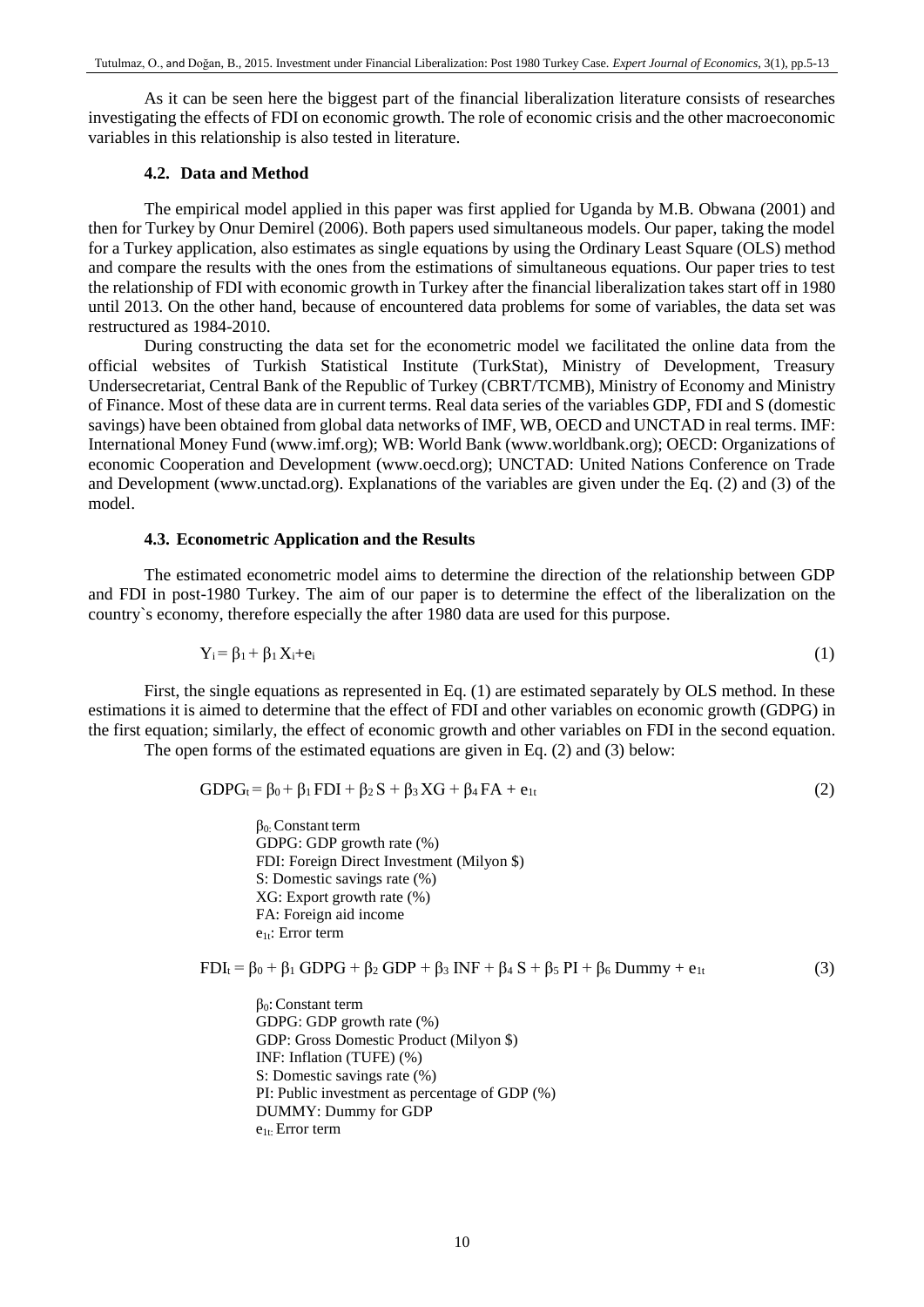As it can be seen here the biggest part of the financial liberalization literature consists of researches investigating the effects of FDI on economic growth. The role of economic crisis and the other macroeconomic variables in this relationship is also tested in literature.

### 4.2. Data and Method

The empirical model applied in this paper was first applied for Uganda by M.B. Obwana (2001) and then for Turkey by Onur Demirel (2006). Both papers used simultaneous models. Our paper, taking the model for a Turkey application, also estimates as single equations by using the Ordinary Least Square (OLS) method and compare the results with the ones from the estimations of simultaneous equations. Our paper tries to test the relationship of FDI with economic growth in Turkey after the financial liberalization takes start off in 1980 until 2013. On the other hand, because of encountered data problems for some of variables, the data set was restructured as 1984-2010.

During constructing the data set for the econometric model we facilitated the online data from the official websites of Turkish Statistical Institute (TurkStat), Ministry of Development, Treasury Undersecretariat, Central Bank of the Republic of Turkey (CBRT/TCMB), Ministry of Economy and Ministry of Finance. Most of these data are in current terms. Real data series of the variables GDP, FDI and S (domestic savings) have been obtained from global data networks of IMF, WB, OECD and UNCTAD in real terms. IMF: International Money Fund (www.imf.org); WB: World Bank (www.worldbank.org); OECD: Organizations of economic Cooperation and Development (www.oecd.org); UNCTAD: United Nations Conference on Trade and Development (www.unctad.org). Explanations of the variables are given under the Eq. (2) and (3) of the model.

### 4.3. Econometric Application and the Results

The estimated econometric model aims to determine the direction of the relationship between GDP and FDI in post-1980 Turkey. The aim of our paper is to determine the effect of the liberalization on the country`s economy, therefore especially the after 1980 data are used for this purpose.

$$Y_i = \beta_1 + \beta_1 X_i + e_i \tag{1}$$

First, the single equations as represented in Eq. (1) are estimated separately by OLS method. In these estimations it is aimed to determine that the effect of FDI and other variables on economic growth (GDPG) in the first equation; similarly, the effect of economic growth and other variables on FDI in the second equation.

The open forms of the estimated equations are given in Eq. (2) and (3) below:

$$GDPG_t = \beta_0 + \beta_1 FDI + \beta_2 S + \beta_3 XG + \beta_4 FA + e_{1t} \tag{2}$$

$\beta_0$: Constant term
GDPG: GDP growth rate (%)
FDI: Foreign Direct Investment (Milyon $)
S: Domestic savings rate (%)
XG: Export growth rate (%)
FA: Foreign aid income
$e_{1t}$: Error term

$$FDI_t = \beta_0 + \beta_1 GDPG + \beta_2 GDP + \beta_3 INF + \beta_4 S + \beta_5 PI + \beta_6 Dummy + e_{1t} \tag{3}$$

$\beta_0$: Constant term
GDPG: GDP growth rate (%)
GDP: Gross Domestic Product (Milyon $)
INF: Inflation (TUFE) (%)
S: Domestic savings rate (%)
PI: Public investment as percentage of GDP (%)
DUMMY: Dummy for GDP
$e_{1t}$: Error term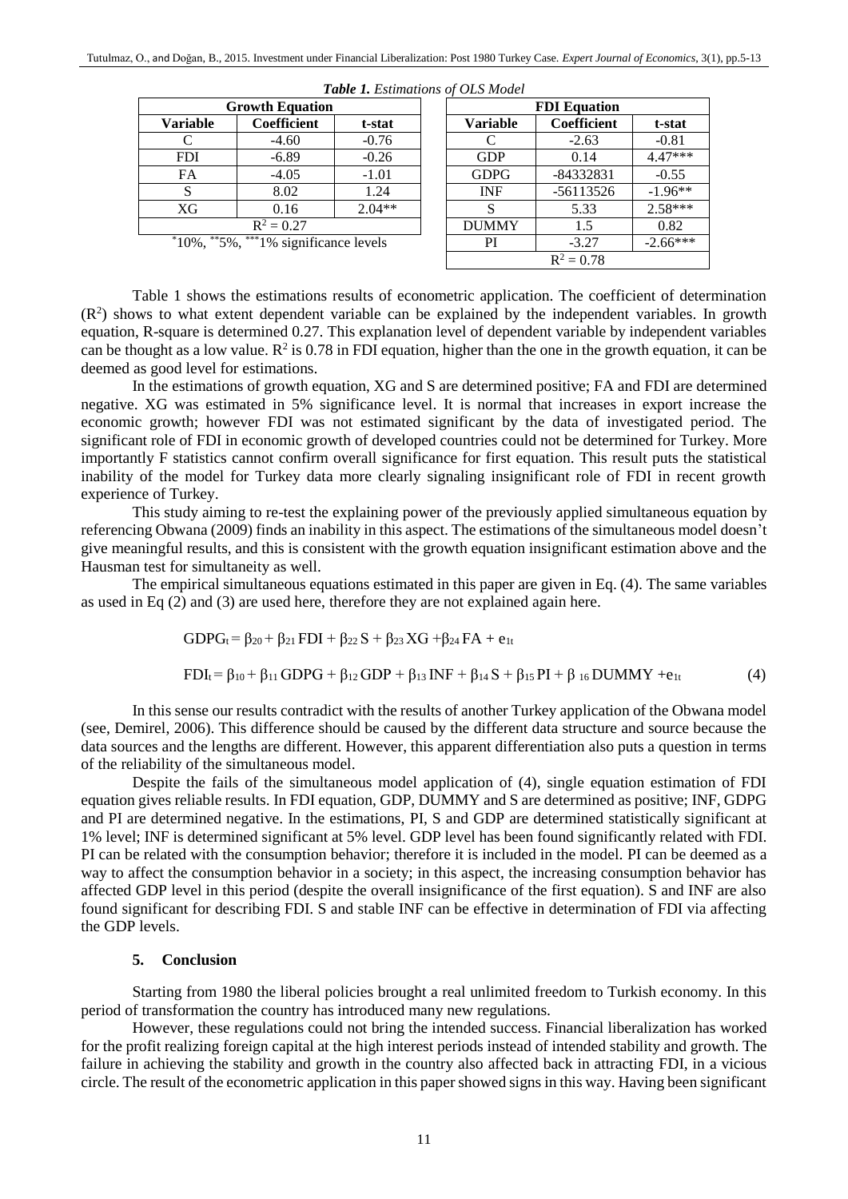***Table 1.** Estimations of OLS Model*

| Growth Equation | | |
|---|---|---|
| Variable | Coefficient | t-stat |
| C | -4.60 | -0.76 |
| FDI | -6.89 | -0.26 |
| FA | -4.05 | -1.01 |
| S | 8.02 | 1.24 |
| XG | 0.16 | 2.04** |
| $R^2 = 0.27$ | | |

*10%, **5%, ***1% significance levels

| FDI Equation | | |
|---|---|---|
| Variable | Coefficient | t-stat |
| C | -2.63 | -0.81 |
| GDP | 0.14 | 4.47*** |
| GDPG | -84332831 | -0.55 |
| INF | -56113526 | -1.96** |
| S | 5.33 | 2.58*** |
| DUMMY | 1.5 | 0.82 |
| PI | -3.27 | -2.66*** |
| $R^2 = 0.78$ | | |

Table 1 shows the estimations results of econometric application. The coefficient of determination ($R^2$) shows to what extent dependent variable can be explained by the independent variables. In growth equation, R-square is determined 0.27. This explanation level of dependent variable by independent variables can be thought as a low value. $R^2$ is 0.78 in FDI equation, higher than the one in the growth equation, it can be deemed as good level for estimations.

In the estimations of growth equation, XG and S are determined positive; FA and FDI are determined negative. XG was estimated in 5% significance level. It is normal that increases in export increase the economic growth; however FDI was not estimated significant by the data of investigated period. The significant role of FDI in economic growth of developed countries could not be determined for Turkey. More importantly F statistics cannot confirm overall significance for first equation. This result puts the statistical inability of the model for Turkey data more clearly signaling insignificant role of FDI in recent growth experience of Turkey.

This study aiming to re-test the explaining power of the previously applied simultaneous equation by referencing Obwana (2009) finds an inability in this aspect. The estimations of the simultaneous model doesn't give meaningful results, and this is consistent with the growth equation insignificant estimation above and the Hausman test for simultaneity as well.

The empirical simultaneous equations estimated in this paper are given in Eq. (4). The same variables as used in Eq (2) and (3) are used here, therefore they are not explained again here.

$$GDPG_t = \beta_{20} + \beta_{21}\,FDI + \beta_{22}\,S + \beta_{23}\,XG + \beta_{24}\,FA + e_{1t}$$

$$FDI_t = \beta_{10} + \beta_{11}\,GDPG + \beta_{12}\,GDP + \beta_{13}\,INF + \beta_{14}\,S + \beta_{15}\,PI + \beta_{16}\,DUMMY + e_{1t} \tag{4}$$

In this sense our results contradict with the results of another Turkey application of the Obwana model (see, Demirel, 2006). This difference should be caused by the different data structure and source because the data sources and the lengths are different. However, this apparent differentiation also puts a question in terms of the reliability of the simultaneous model.

Despite the fails of the simultaneous model application of (4), single equation estimation of FDI equation gives reliable results. In FDI equation, GDP, DUMMY and S are determined as positive; INF, GDPG and PI are determined negative. In the estimations, PI, S and GDP are determined statistically significant at 1% level; INF is determined significant at 5% level. GDP level has been found significantly related with FDI. PI can be related with the consumption behavior; therefore it is included in the model. PI can be deemed as a way to affect the consumption behavior in a society; in this aspect, the increasing consumption behavior has affected GDP level in this period (despite the overall insignificance of the first equation). S and INF are also found significant for describing FDI. S and stable INF can be effective in determination of FDI via affecting the GDP levels.

## 5. Conclusion

Starting from 1980 the liberal policies brought a real unlimited freedom to Turkish economy. In this period of transformation the country has introduced many new regulations.

However, these regulations could not bring the intended success. Financial liberalization has worked for the profit realizing foreign capital at the high interest periods instead of intended stability and growth. The failure in achieving the stability and growth in the country also affected back in attracting FDI, in a vicious circle. The result of the econometric application in this paper showed signs in this way. Having been significant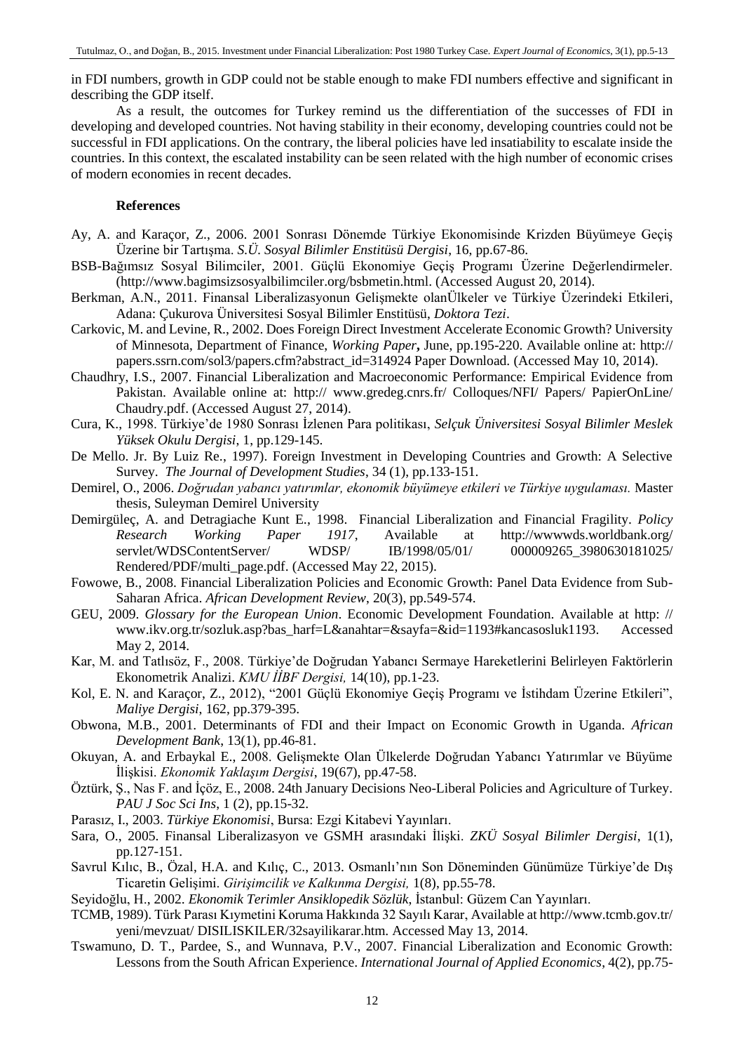in FDI numbers, growth in GDP could not be stable enough to make FDI numbers effective and significant in describing the GDP itself.

As a result, the outcomes for Turkey remind us the differentiation of the successes of FDI in developing and developed countries. Not having stability in their economy, developing countries could not be successful in FDI applications. On the contrary, the liberal policies have led insatiability to escalate inside the countries. In this context, the escalated instability can be seen related with the high number of economic crises of modern economies in recent decades.

## References

Ay, A. and Karaçor, Z., 2006. 2001 Sonrası Dönemde Türkiye Ekonomisinde Krizden Büyümeye Geçiş Üzerine bir Tartışma. *S.Ü. Sosyal Bilimler Enstitüsü Dergisi*, 16, pp.67-86.

BSB-Bağımsız Sosyal Bilimciler, 2001. Güçlü Ekonomiye Geçiş Programı Üzerine Değerlendirmeler. (http://www.bagimsizsosyalbilimciler.org/bsbmetin.html. (Accessed August 20, 2014).

Berkman, A.N., 2011. Finansal Liberalizasyonun Gelişmekte olanÜlkeler ve Türkiye Üzerindeki Etkileri, Adana: Çukurova Üniversitesi Sosyal Bilimler Enstitüsü, *Doktora Tezi*.

Carkovic, M. and Levine, R., 2002. Does Foreign Direct Investment Accelerate Economic Growth? University of Minnesota, Department of Finance, *Working Paper***,** June, pp.195-220. Available online at: http:// papers.ssrn.com/sol3/papers.cfm?abstract_id=314924 Paper Download. (Accessed May 10, 2014).

Chaudhry, I.S., 2007. Financial Liberalization and Macroeconomic Performance: Empirical Evidence from Pakistan. Available online at: http:// www.gredeg.cnrs.fr/ Colloques/NFI/ Papers/ PapierOnLine/ Chaudry.pdf. (Accessed August 27, 2014).

Cura, K., 1998. Türkiye'de 1980 Sonrası İzlenen Para politikası, *Selçuk Üniversitesi Sosyal Bilimler Meslek Yüksek Okulu Dergisi*, 1, pp.129-145.

De Mello. Jr. By Luiz Re., 1997). Foreign Investment in Developing Countries and Growth: A Selective Survey. *The Journal of Development Studies*, 34 (1), pp.133-151.

Demirel, O., 2006. *Doğrudan yabancı yatırımlar, ekonomik büyümeye etkileri ve Türkiye uygulaması.* Master thesis, Suleyman Demirel University

Demirgüleç, A. and Detragiache Kunt E., 1998. Financial Liberalization and Financial Fragility. *Policy Research Working Paper 1917*, Available at http://wwwwds.worldbank.org/ servlet/WDSContentServer/ WDSP/ IB/1998/05/01/ 000009265_3980630181025/ Rendered/PDF/multi_page.pdf. (Accessed May 22, 2015).

Fowowe, B., 2008. Financial Liberalization Policies and Economic Growth: Panel Data Evidence from Sub-Saharan Africa. *African Development Review*, 20(3), pp.549-574.

GEU, 2009. *Glossary for the European Union*. Economic Development Foundation. Available at http: // www.ikv.org.tr/sozluk.asp?bas_harf=L&anahtar=&sayfa=&id=1193#kancasosluk1193. Accessed May 2, 2014.

Kar, M. and Tatlısöz, F., 2008. Türkiye'de Doğrudan Yabancı Sermaye Hareketlerini Belirleyen Faktörlerin Ekonometrik Analizi. *KMU İİBF Dergisi,* 14(10), pp.1-23.

Kol, E. N. and Karaçor, Z., 2012), "2001 Güçlü Ekonomiye Geçiş Programı ve İstihdam Üzerine Etkileri", *Maliye Dergisi*, 162, pp.379-395.

Obwona, M.B., 2001. Determinants of FDI and their Impact on Economic Growth in Uganda. *African Development Bank*, 13(1), pp.46-81.

Okuyan, A. and Erbaykal E., 2008. Gelişmekte Olan Ülkelerde Doğrudan Yabancı Yatırımlar ve Büyüme İlişkisi. *Ekonomik Yaklaşım Dergisi*, 19(67), pp.47-58.

Öztürk, Ş., Nas F. and İçöz, E., 2008. 24th January Decisions Neo-Liberal Policies and Agriculture of Turkey. *PAU J Soc Sci Ins*, 1 (2), pp.15-32.

Parasız, I., 2003. *Türkiye Ekonomisi*, Bursa: Ezgi Kitabevi Yayınları.

Sara, O., 2005. Finansal Liberalizasyon ve GSMH arasındaki İlişki. *ZKÜ Sosyal Bilimler Dergisi*, 1(1), pp.127-151.

Savrul Kılıc, B., Özal, H.A. and Kılıç, C., 2013. Osmanlı'nın Son Döneminden Günümüze Türkiye'de Dış Ticaretin Gelişimi. *Girişimcilik ve Kalkınma Dergisi,* 1(8), pp.55-78.

Seyidoğlu, H., 2002. *Ekonomik Terimler Ansiklopedik Sözlük*, İstanbul: Güzem Can Yayınları.

TCMB, 1989). Türk Parası Kıymetini Koruma Hakkında 32 Sayılı Karar, Available at http://www.tcmb.gov.tr/ yeni/mevzuat/ DISILISKILER/32sayilikarar.htm. Accessed May 13, 2014.

Tswamuno, D. T., Pardee, S., and Wunnava, P.V., 2007. Financial Liberalization and Economic Growth: Lessons from the South African Experience. *International Journal of Applied Economics*, 4(2), pp.75-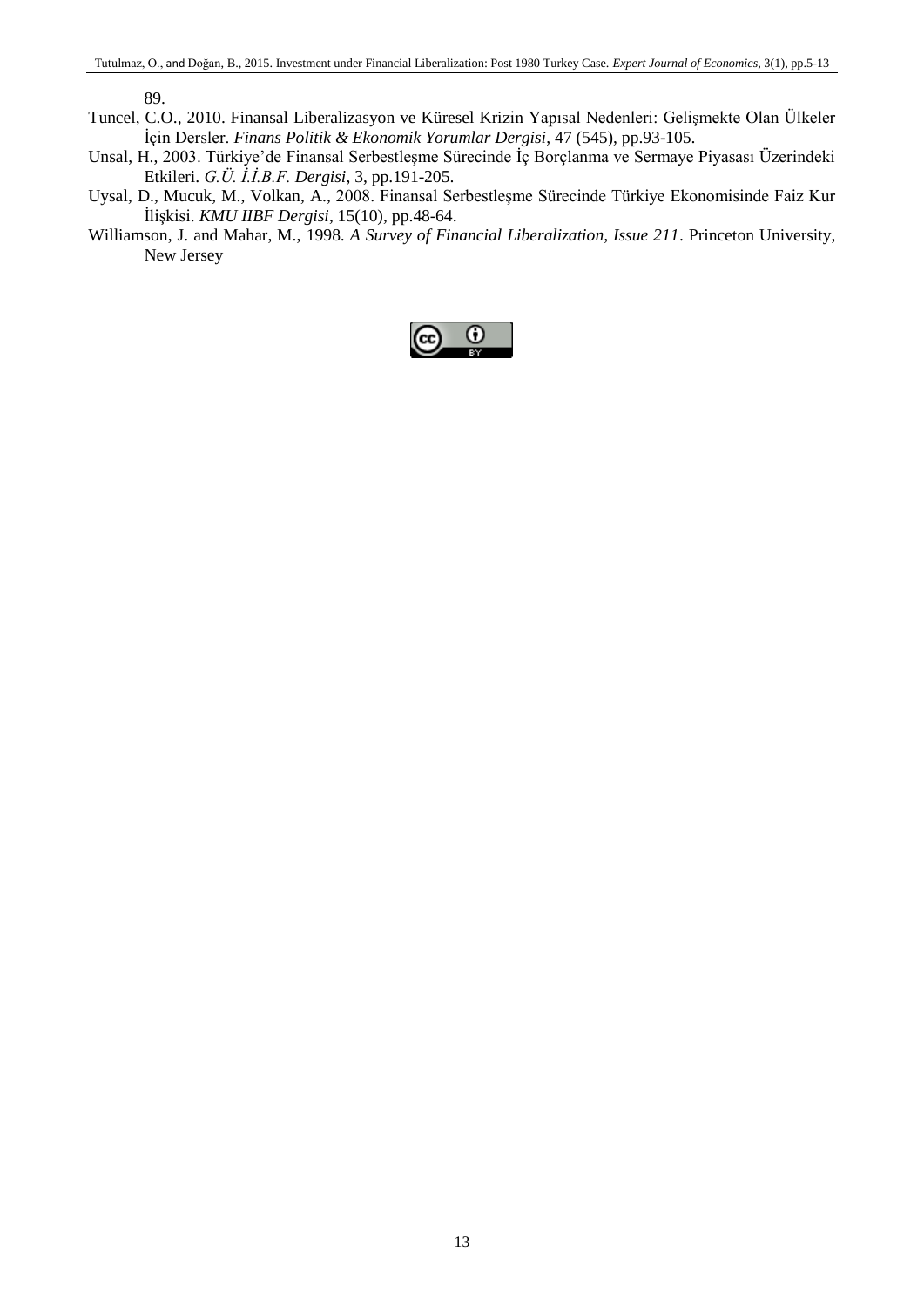89.

Tuncel, C.O., 2010. Finansal Liberalizasyon ve Küresel Krizin Yapısal Nedenleri: Gelişmekte Olan Ülkeler İçin Dersler. *Finans Politik & Ekonomik Yorumlar Dergisi*, 47 (545), pp.93-105.

Unsal, H., 2003. Türkiye'de Finansal Serbestleşme Sürecinde İç Borçlanma ve Sermaye Piyasası Üzerindeki Etkileri. *G.Ü. İ.İ.B.F. Dergisi*, 3, pp.191-205.

Uysal, D., Mucuk, M., Volkan, A., 2008. Finansal Serbestleşme Sürecinde Türkiye Ekonomisinde Faiz Kur İlişkisi. *KMU IIBF Dergisi*, 15(10), pp.48-64.

Williamson, J. and Mahar, M., 1998. *A Survey of Financial Liberalization, Issue 211*. Princeton University, New Jersey